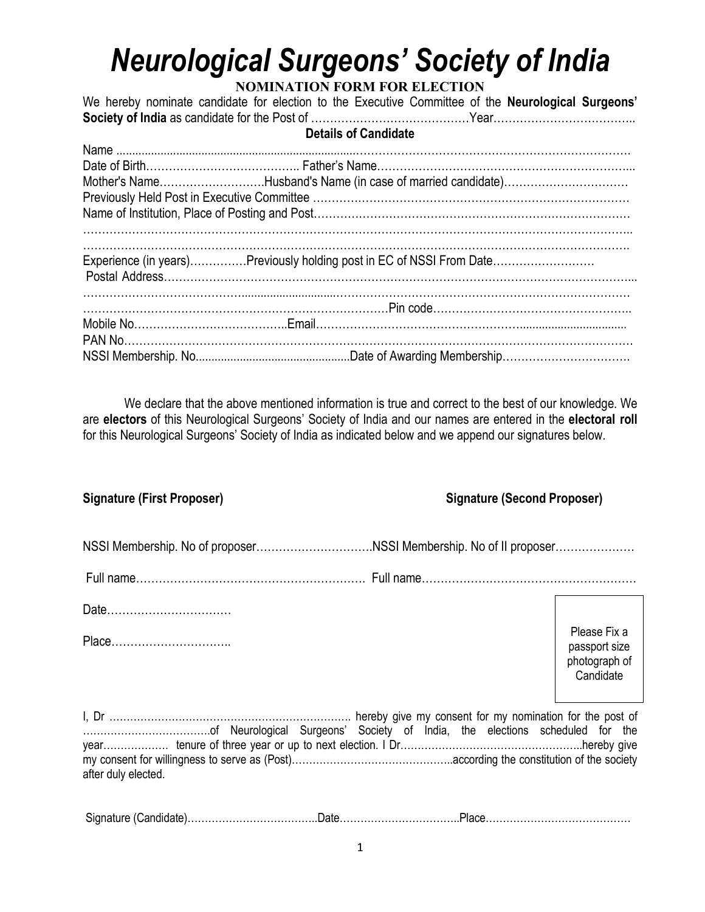# *Neurological Surgeons' Society of India*

**NOMINATION FORM FOR ELECTION**

We hereby nominate candidate for election to the Executive Committee of the **Neurological Surgeons' Society of India** as candidate for the Post of ……………………………………Year………………………………..

**Details of Candidate**

Name ……………………………………………………………………………………………………………………….

Date of Birth………………………………….. Father's Name…………………………………………………………..

Mother's Name……………………….Husband's Name (in case of married candidate)……………………………

Previously Held Post in Executive Committee ……………………………………………………………………………

Name of Institution, Place of Posting and Post…………………………………………………………………………

……………………………………………………………………………………………………………………………..

……………………………………………………………………………………………………………………………..

Experience (in years)……………Previously holding post in EC of NSSI From Date………………………

Postal Address……………………………………………………………………………………………………………...

……………………………………………………………………………………………………………………………..

…………………………………………………………………………Pin code………………………………………………..

Mobile No…………………………………..Email……………………………………………………………………………

PAN No………………………………………………………………………………………………………………………

NSSI Membership. No...............................................Date of Awarding Membership……………………………

We declare that the above mentioned information is true and correct to the best of our knowledge. We are **electors** of this Neurological Surgeons' Society of India and our names are entered in the **electoral roll** for this Neurological Surgeons' Society of India as indicated below and we append our signatures below.

**Signature (First Proposer)** **Signature (Second Proposer)**

NSSI Membership. No of proposer………………………….NSSI Membership. No of II proposer…………………

Full name……………………………………………………. Full name…………………………………………………

Date……………………………

Place…………………………..

Please Fix a passport size photograph of Candidate

I, Dr ……………………………………………………………. hereby give my consent for my nomination for the post of ……………………………….of Neurological Surgeons' Society of India, the elections scheduled for the year……………… tenure of three year or up to next election. I Dr……………………………………………..hereby give my consent for willingness to serve as (Post)………………………………………..according the constitution of the society after duly elected.

Signature (Candidate)………………………………..Date……………………………..Place……………………………………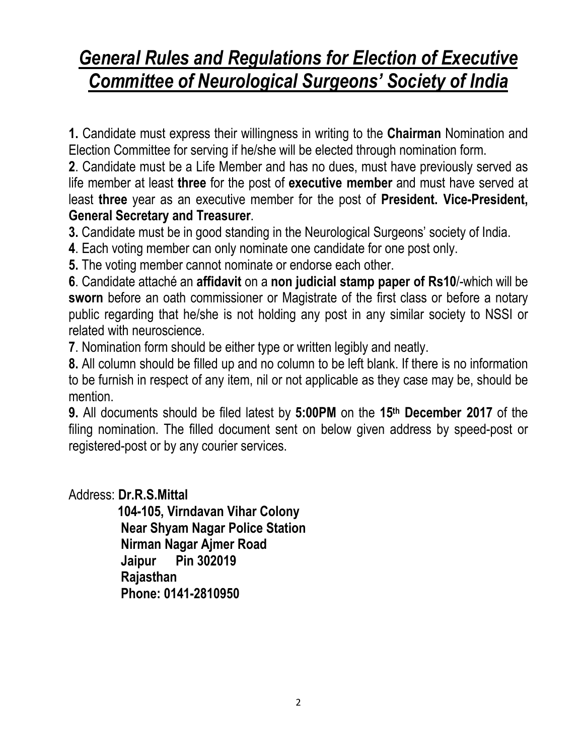# ***General Rules and Regulations for Election of Executive Committee of Neurological Surgeons' Society of India***

**1.** Candidate must express their willingness in writing to the **Chairman** Nomination and Election Committee for serving if he/she will be elected through nomination form.

**2**. Candidate must be a Life Member and has no dues, must have previously served as life member at least **three** for the post of **executive member** and must have served at least **three** year as an executive member for the post of **President. Vice-President, General Secretary and Treasurer**.

**3.** Candidate must be in good standing in the Neurological Surgeons' society of India.

**4**. Each voting member can only nominate one candidate for one post only.

**5.** The voting member cannot nominate or endorse each other.

**6**. Candidate attaché an **affidavit** on a **non judicial stamp paper of Rs10**/-which will be **sworn** before an oath commissioner or Magistrate of the first class or before a notary public regarding that he/she is not holding any post in any similar society to NSSI or related with neuroscience.

**7**. Nomination form should be either type or written legibly and neatly.

**8.** All column should be filled up and no column to be left blank. If there is no information to be furnish in respect of any item, nil or not applicable as they case may be, should be mention.

**9.** All documents should be filed latest by **5:00PM** on the **15th December 2017** of the filing nomination. The filled document sent on below given address by speed-post or registered-post or by any courier services.

Address: **Dr.R.S.Mittal**
**104-105, Virndavan Vihar Colony**
**Near Shyam Nagar Police Station**
**Nirman Nagar Ajmer Road**
**Jaipur Pin 302019**
**Rajasthan**
**Phone: 0141-2810950**